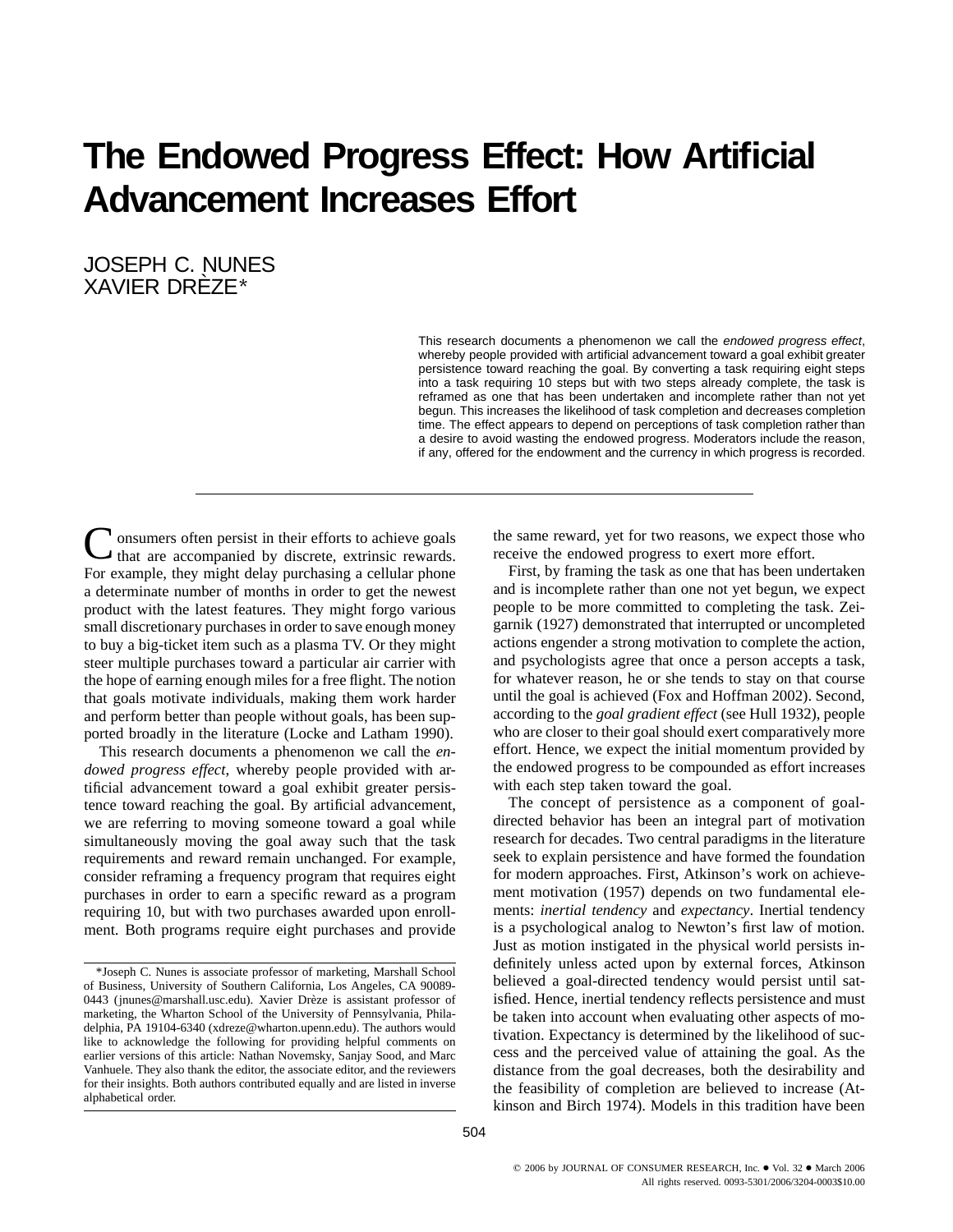# The Endowed Progress Effect: How Artificial Advancement Increases Effort

JOSEPH C. NUNES
XAVIER DRÈZE*

This research documents a phenomenon we call the *endowed progress effect*, whereby people provided with artificial advancement toward a goal exhibit greater persistence toward reaching the goal. By converting a task requiring eight steps into a task requiring 10 steps but with two steps already complete, the task is reframed as one that has been undertaken and incomplete rather than not yet begun. This increases the likelihood of task completion and decreases completion time. The effect appears to depend on perceptions of task completion rather than a desire to avoid wasting the endowed progress. Moderators include the reason, if any, offered for the endowment and the currency in which progress is recorded.

---

Consumers often persist in their efforts to achieve goals that are accompanied by discrete, extrinsic rewards. For example, they might delay purchasing a cellular phone a determinate number of months in order to get the newest product with the latest features. They might forgo various small discretionary purchases in order to save enough money to buy a big-ticket item such as a plasma TV. Or they might steer multiple purchases toward a particular air carrier with the hope of earning enough miles for a free flight. The notion that goals motivate individuals, making them work harder and perform better than people without goals, has been supported broadly in the literature (Locke and Latham 1990).

This research documents a phenomenon we call the *endowed progress effect*, whereby people provided with artificial advancement toward a goal exhibit greater persistence toward reaching the goal. By artificial advancement, we are referring to moving someone toward a goal while simultaneously moving the goal away such that the task requirements and reward remain unchanged. For example, consider reframing a frequency program that requires eight purchases in order to earn a specific reward as a program requiring 10, but with two purchases awarded upon enrollment. Both programs require eight purchases and provide the same reward, yet for two reasons, we expect those who receive the endowed progress to exert more effort.

First, by framing the task as one that has been undertaken and is incomplete rather than one not yet begun, we expect people to be more committed to completing the task. Zeigarnik (1927) demonstrated that interrupted or uncompleted actions engender a strong motivation to complete the action, and psychologists agree that once a person accepts a task, for whatever reason, he or she tends to stay on that course until the goal is achieved (Fox and Hoffman 2002). Second, according to the *goal gradient effect* (see Hull 1932), people who are closer to their goal should exert comparatively more effort. Hence, we expect the initial momentum provided by the endowed progress to be compounded as effort increases with each step taken toward the goal.

The concept of persistence as a component of goal-directed behavior has been an integral part of motivation research for decades. Two central paradigms in the literature seek to explain persistence and have formed the foundation for modern approaches. First, Atkinson's work on achievement motivation (1957) depends on two fundamental elements: *inertial tendency* and *expectancy*. Inertial tendency is a psychological analog to Newton's first law of motion. Just as motion instigated in the physical world persists indefinitely unless acted upon by external forces, Atkinson believed a goal-directed tendency would persist until satisfied. Hence, inertial tendency reflects persistence and must be taken into account when evaluating other aspects of motivation. Expectancy is determined by the likelihood of success and the perceived value of attaining the goal. As the distance from the goal decreases, both the desirability and the feasibility of completion are believed to increase (Atkinson and Birch 1974). Models in this tradition have been

*Joseph C. Nunes is associate professor of marketing, Marshall School of Business, University of Southern California, Los Angeles, CA 90089-0443 (jnunes@marshall.usc.edu). Xavier Drèze is assistant professor of marketing, the Wharton School of the University of Pennsylvania, Philadelphia, PA 19104-6340 (xdreze@wharton.upenn.edu). The authors would like to acknowledge the following for providing helpful comments on earlier versions of this article: Nathan Novemsky, Sanjay Sood, and Marc Vanhuele. They also thank the editor, the associate editor, and the reviewers for their insights. Both authors contributed equally and are listed in inverse alphabetical order.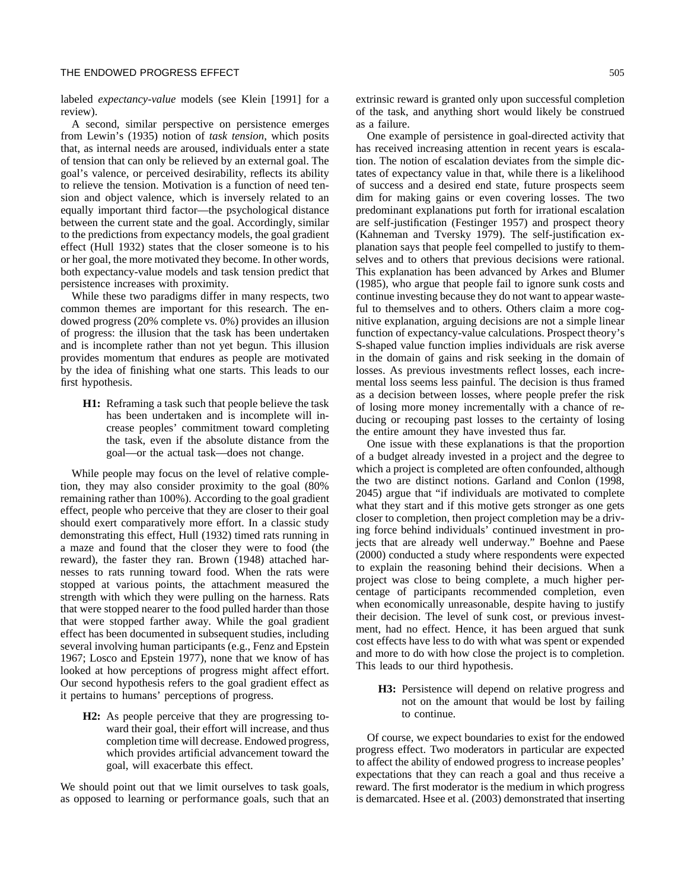labeled *expectancy-value* models (see Klein [1991] for a review).

A second, similar perspective on persistence emerges from Lewin's (1935) notion of *task tension*, which posits that, as internal needs are aroused, individuals enter a state of tension that can only be relieved by an external goal. The goal's valence, or perceived desirability, reflects its ability to relieve the tension. Motivation is a function of need tension and object valence, which is inversely related to an equally important third factor—the psychological distance between the current state and the goal. Accordingly, similar to the predictions from expectancy models, the goal gradient effect (Hull 1932) states that the closer someone is to his or her goal, the more motivated they become. In other words, both expectancy-value models and task tension predict that persistence increases with proximity.

While these two paradigms differ in many respects, two common themes are important for this research. The endowed progress (20% complete vs. 0%) provides an illusion of progress: the illusion that the task has been undertaken and is incomplete rather than not yet begun. This illusion provides momentum that endures as people are motivated by the idea of finishing what one starts. This leads to our first hypothesis.

> **H1:** Reframing a task such that people believe the task has been undertaken and is incomplete will increase peoples' commitment toward completing the task, even if the absolute distance from the goal—or the actual task—does not change.

While people may focus on the level of relative completion, they may also consider proximity to the goal (80% remaining rather than 100%). According to the goal gradient effect, people who perceive that they are closer to their goal should exert comparatively more effort. In a classic study demonstrating this effect, Hull (1932) timed rats running in a maze and found that the closer they were to food (the reward), the faster they ran. Brown (1948) attached harnesses to rats running toward food. When the rats were stopped at various points, the attachment measured the strength with which they were pulling on the harness. Rats that were stopped nearer to the food pulled harder than those that were stopped farther away. While the goal gradient effect has been documented in subsequent studies, including several involving human participants (e.g., Fenz and Epstein 1967; Losco and Epstein 1977), none that we know of has looked at how perceptions of progress might affect effort. Our second hypothesis refers to the goal gradient effect as it pertains to humans' perceptions of progress.

> **H2:** As people perceive that they are progressing toward their goal, their effort will increase, and thus completion time will decrease. Endowed progress, which provides artificial advancement toward the goal, will exacerbate this effect.

We should point out that we limit ourselves to task goals, as opposed to learning or performance goals, such that an extrinsic reward is granted only upon successful completion of the task, and anything short would likely be construed as a failure.

One example of persistence in goal-directed activity that has received increasing attention in recent years is escalation. The notion of escalation deviates from the simple dictates of expectancy value in that, while there is a likelihood of success and a desired end state, future prospects seem dim for making gains or even covering losses. The two predominant explanations put forth for irrational escalation are self-justification (Festinger 1957) and prospect theory (Kahneman and Tversky 1979). The self-justification explanation says that people feel compelled to justify to themselves and to others that previous decisions were rational. This explanation has been advanced by Arkes and Blumer (1985), who argue that people fail to ignore sunk costs and continue investing because they do not want to appear wasteful to themselves and to others. Others claim a more cognitive explanation, arguing decisions are not a simple linear function of expectancy-value calculations. Prospect theory's S-shaped value function implies individuals are risk averse in the domain of gains and risk seeking in the domain of losses. As previous investments reflect losses, each incremental loss seems less painful. The decision is thus framed as a decision between losses, where people prefer the risk of losing more money incrementally with a chance of reducing or recouping past losses to the certainty of losing the entire amount they have invested thus far.

One issue with these explanations is that the proportion of a budget already invested in a project and the degree to which a project is completed are often confounded, although the two are distinct notions. Garland and Conlon (1998, 2045) argue that "if individuals are motivated to complete what they start and if this motive gets stronger as one gets closer to completion, then project completion may be a driving force behind individuals' continued investment in projects that are already well underway." Boehne and Paese (2000) conducted a study where respondents were expected to explain the reasoning behind their decisions. When a project was close to being complete, a much higher percentage of participants recommended completion, even when economically unreasonable, despite having to justify their decision. The level of sunk cost, or previous investment, had no effect. Hence, it has been argued that sunk cost effects have less to do with what was spent or expended and more to do with how close the project is to completion. This leads to our third hypothesis.

> **H3:** Persistence will depend on relative progress and not on the amount that would be lost by failing to continue.

Of course, we expect boundaries to exist for the endowed progress effect. Two moderators in particular are expected to affect the ability of endowed progress to increase peoples' expectations that they can reach a goal and thus receive a reward. The first moderator is the medium in which progress is demarcated. Hsee et al. (2003) demonstrated that inserting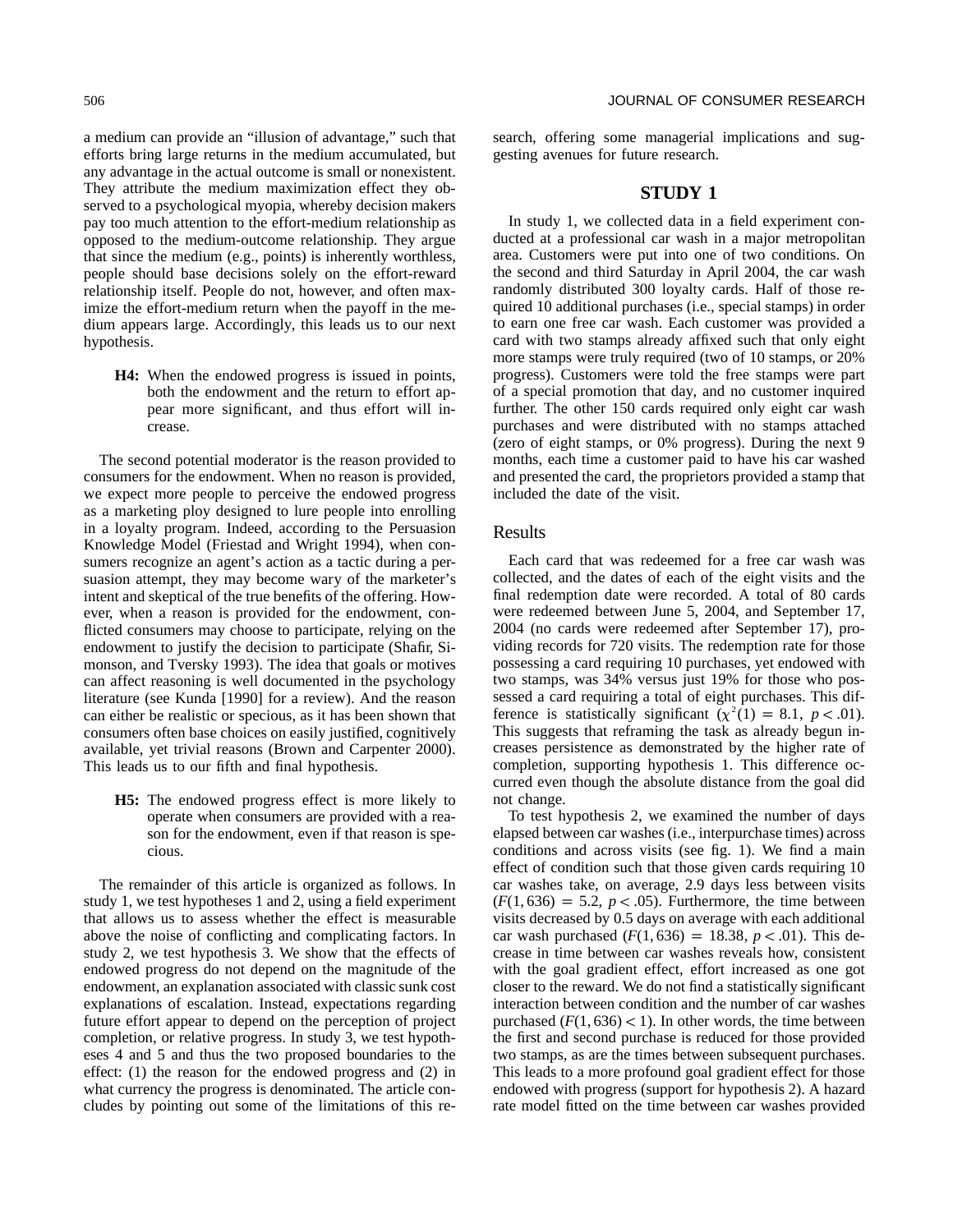a medium can provide an "illusion of advantage," such that efforts bring large returns in the medium accumulated, but any advantage in the actual outcome is small or nonexistent. They attribute the medium maximization effect they observed to a psychological myopia, whereby decision makers pay too much attention to the effort-medium relationship as opposed to the medium-outcome relationship. They argue that since the medium (e.g., points) is inherently worthless, people should base decisions solely on the effort-reward relationship itself. People do not, however, and often maximize the effort-medium return when the payoff in the medium appears large. Accordingly, this leads us to our next hypothesis.

> **H4:** When the endowed progress is issued in points, both the endowment and the return to effort appear more significant, and thus effort will increase.

The second potential moderator is the reason provided to consumers for the endowment. When no reason is provided, we expect more people to perceive the endowed progress as a marketing ploy designed to lure people into enrolling in a loyalty program. Indeed, according to the Persuasion Knowledge Model (Friestad and Wright 1994), when consumers recognize an agent's action as a tactic during a persuasion attempt, they may become wary of the marketer's intent and skeptical of the true benefits of the offering. However, when a reason is provided for the endowment, conflicted consumers may choose to participate, relying on the endowment to justify the decision to participate (Shafir, Simonson, and Tversky 1993). The idea that goals or motives can affect reasoning is well documented in the psychology literature (see Kunda [1990] for a review). And the reason can either be realistic or specious, as it has been shown that consumers often base choices on easily justified, cognitively available, yet trivial reasons (Brown and Carpenter 2000). This leads us to our fifth and final hypothesis.

> **H5:** The endowed progress effect is more likely to operate when consumers are provided with a reason for the endowment, even if that reason is specious.

The remainder of this article is organized as follows. In study 1, we test hypotheses 1 and 2, using a field experiment that allows us to assess whether the effect is measurable above the noise of conflicting and complicating factors. In study 2, we test hypothesis 3. We show that the effects of endowed progress do not depend on the magnitude of the endowment, an explanation associated with classic sunk cost explanations of escalation. Instead, expectations regarding future effort appear to depend on the perception of project completion, or relative progress. In study 3, we test hypotheses 4 and 5 and thus the two proposed boundaries to the effect: (1) the reason for the endowed progress and (2) in what currency the progress is denominated. The article concludes by pointing out some of the limitations of this research, offering some managerial implications and suggesting avenues for future research.

## STUDY 1

In study 1, we collected data in a field experiment conducted at a professional car wash in a major metropolitan area. Customers were put into one of two conditions. On the second and third Saturday in April 2004, the car wash randomly distributed 300 loyalty cards. Half of those required 10 additional purchases (i.e., special stamps) in order to earn one free car wash. Each customer was provided a card with two stamps already affixed such that only eight more stamps were truly required (two of 10 stamps, or 20% progress). Customers were told the free stamps were part of a special promotion that day, and no customer inquired further. The other 150 cards required only eight car wash purchases and were distributed with no stamps attached (zero of eight stamps, or 0% progress). During the next 9 months, each time a customer paid to have his car washed and presented the card, the proprietors provided a stamp that included the date of the visit.

### Results

Each card that was redeemed for a free car wash was collected, and the dates of each of the eight visits and the final redemption date were recorded. A total of 80 cards were redeemed between June 5, 2004, and September 17, 2004 (no cards were redeemed after September 17), providing records for 720 visits. The redemption rate for those possessing a card requiring 10 purchases, yet endowed with two stamps, was 34% versus just 19% for those who possessed a card requiring a total of eight purchases. This difference is statistically significant ($\chi^2(1) = 8.1$, $p < .01$). This suggests that reframing the task as already begun increases persistence as demonstrated by the higher rate of completion, supporting hypothesis 1. This difference occurred even though the absolute distance from the goal did not change.

To test hypothesis 2, we examined the number of days elapsed between car washes (i.e., interpurchase times) across conditions and across visits (see fig. 1). We find a main effect of condition such that those given cards requiring 10 car washes take, on average, 2.9 days less between visits ($F(1, 636) = 5.2$, $p < .05$). Furthermore, the time between visits decreased by 0.5 days on average with each additional car wash purchased ($F(1, 636) = 18.38$, $p < .01$). This decrease in time between car washes reveals how, consistent with the goal gradient effect, effort increased as one got closer to the reward. We do not find a statistically significant interaction between condition and the number of car washes purchased ($F(1, 636) < 1$). In other words, the time between the first and second purchase is reduced for those provided two stamps, as are the times between subsequent purchases. This leads to a more profound goal gradient effect for those endowed with progress (support for hypothesis 2). A hazard rate model fitted on the time between car washes provided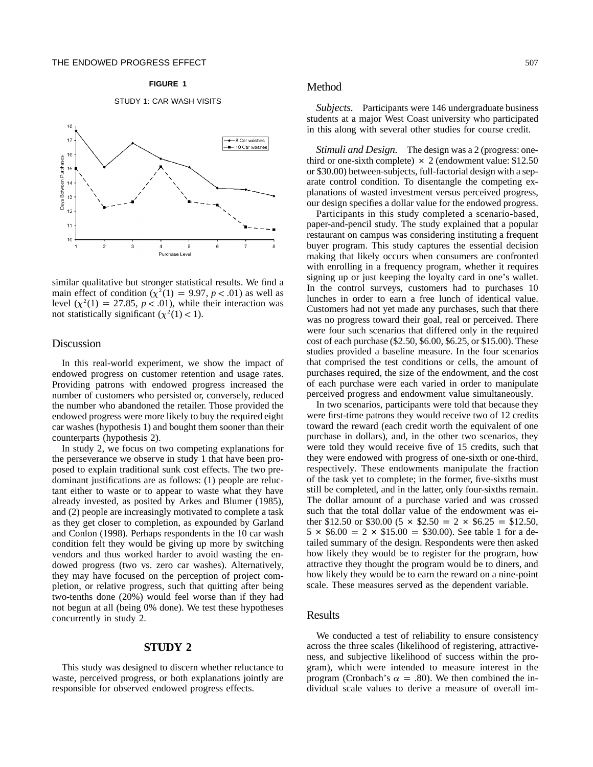**FIGURE 1**

STUDY 1: CAR WASH VISITS

similar qualitative but stronger statistical results. We find a main effect of condition ($\chi^2(1) = 9.97$, $p < .01$) as well as level ($\chi^2(1) = 27.85$, $p < .01$), while their interaction was not statistically significant ($\chi^2(1) < 1$).

## Discussion

In this real-world experiment, we show the impact of endowed progress on customer retention and usage rates. Providing patrons with endowed progress increased the number of customers who persisted or, conversely, reduced the number who abandoned the retailer. Those provided the endowed progress were more likely to buy the required eight car washes (hypothesis 1) and bought them sooner than their counterparts (hypothesis 2).

In study 2, we focus on two competing explanations for the perseverance we observe in study 1 that have been proposed to explain traditional sunk cost effects. The two predominant justifications are as follows: (1) people are reluctant either to waste or to appear to waste what they have already invested, as posited by Arkes and Blumer (1985), and (2) people are increasingly motivated to complete a task as they get closer to completion, as expounded by Garland and Conlon (1998). Perhaps respondents in the 10 car wash condition felt they would be giving up more by switching vendors and thus worked harder to avoid wasting the endowed progress (two vs. zero car washes). Alternatively, they may have focused on the perception of project completion, or relative progress, such that quitting after being two-tenths done (20%) would feel worse than if they had not begun at all (being 0% done). We test these hypotheses concurrently in study 2.

# STUDY 2

This study was designed to discern whether reluctance to waste, perceived progress, or both explanations jointly are responsible for observed endowed progress effects.

## Method

*Subjects.* Participants were 146 undergraduate business students at a major West Coast university who participated in this along with several other studies for course credit.

*Stimuli and Design.* The design was a 2 (progress: one-third or one-sixth complete) × 2 (endowment value: \$12.50 or \$30.00) between-subjects, full-factorial design with a separate control condition. To disentangle the competing explanations of wasted investment versus perceived progress, our design specifies a dollar value for the endowed progress.

Participants in this study completed a scenario-based, paper-and-pencil study. The study explained that a popular restaurant on campus was considering instituting a frequent buyer program. This study captures the essential decision making that likely occurs when consumers are confronted with enrolling in a frequency program, whether it requires signing up or just keeping the loyalty card in one's wallet. In the control surveys, customers had to purchases 10 lunches in order to earn a free lunch of identical value. Customers had not yet made any purchases, such that there was no progress toward their goal, real or perceived. There were four such scenarios that differed only in the required cost of each purchase (\$2.50, \$6.00, \$6.25, or \$15.00). These studies provided a baseline measure. In the four scenarios that comprised the test conditions or cells, the amount of purchases required, the size of the endowment, and the cost of each purchase were each varied in order to manipulate perceived progress and endowment value simultaneously.

In two scenarios, participants were told that because they were first-time patrons they would receive two of 12 credits toward the reward (each credit worth the equivalent of one purchase in dollars), and, in the other two scenarios, they were told they would receive five of 15 credits, such that they were endowed with progress of one-sixth or one-third, respectively. These endowments manipulate the fraction of the task yet to complete; in the former, five-sixths must still be completed, and in the latter, only four-sixths remain. The dollar amount of a purchase varied and was crossed such that the total dollar value of the endowment was either \$12.50 or \$30.00 (5 × \$2.50 = 2 × \$6.25 = \$12.50, 5 × \$6.00 = 2 × \$15.00 = \$30.00). See table 1 for a detailed summary of the design. Respondents were then asked how likely they would be to register for the program, how attractive they thought the program would be to diners, and how likely they would be to earn the reward on a nine-point scale. These measures served as the dependent variable.

## Results

We conducted a test of reliability to ensure consistency across the three scales (likelihood of registering, attractiveness, and subjective likelihood of success within the program), which were intended to measure interest in the program (Cronbach's $\alpha = .80$). We then combined the individual scale values to derive a measure of overall im-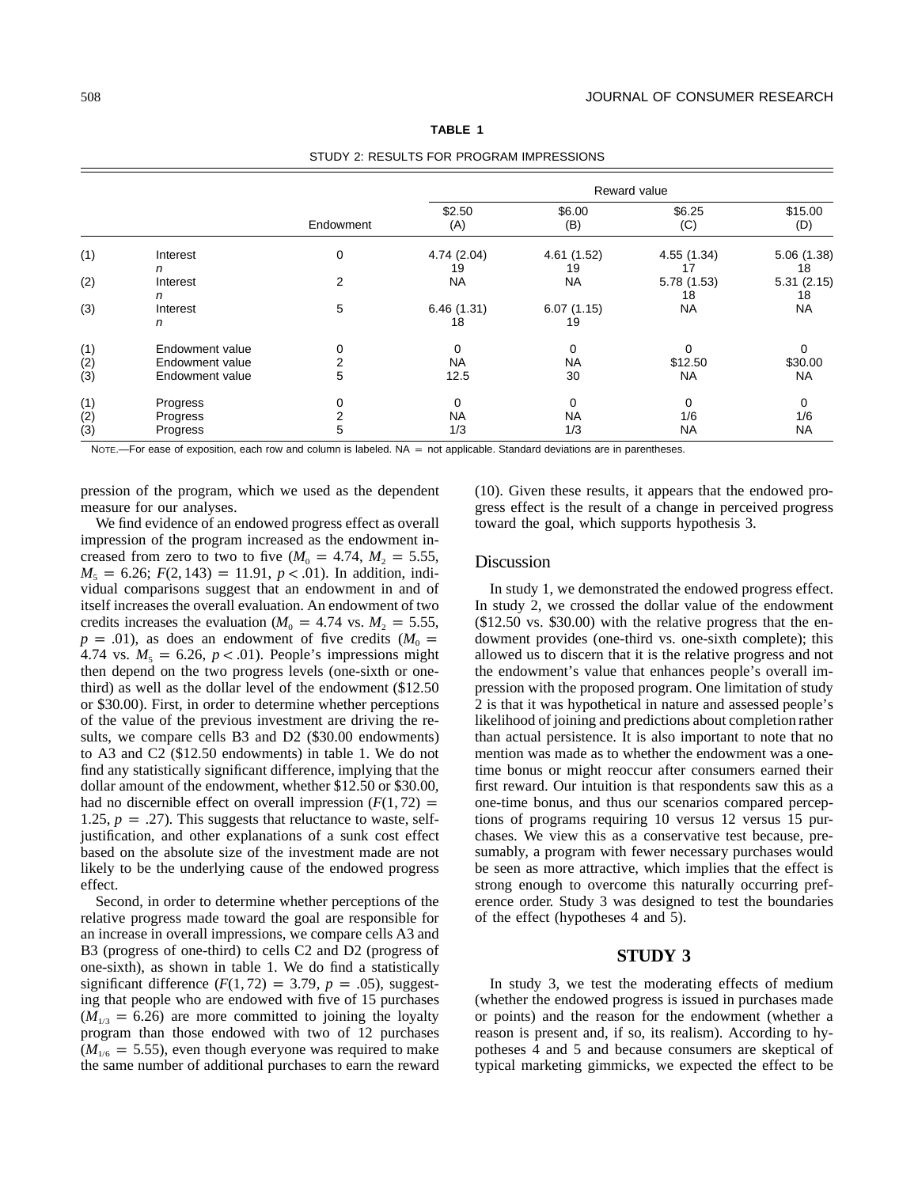**TABLE 1**

STUDY 2: RESULTS FOR PROGRAM IMPRESSIONS

| | | | Reward value | | | |
|---|---|---|---|---|---|---|
| | | Endowment | \$2.50 (A) | \$6.00 (B) | \$6.25 (C) | \$15.00 (D) |
| (1) | Interest | 0 | 4.74 (2.04) | 4.61 (1.52) | 4.55 (1.34) | 5.06 (1.38) |
| | *n* | | 19 | 19 | 17 | 18 |
| (2) | Interest | 2 | NA | NA | 5.78 (1.53) | 5.31 (2.15) |
| | *n* | | | | 18 | 18 |
| (3) | Interest | 5 | 6.46 (1.31) | 6.07 (1.15) | NA | NA |
| | *n* | | 18 | 19 | | |
| (1) | Endowment value | 0 | 0 | 0 | 0 | 0 |
| (2) | Endowment value | 2 | NA | NA | \$12.50 | \$30.00 |
| (3) | Endowment value | 5 | 12.5 | 30 | NA | NA |
| (1) | Progress | 0 | 0 | 0 | 0 | 0 |
| (2) | Progress | 2 | NA | NA | 1/6 | 1/6 |
| (3) | Progress | 5 | 1/3 | 1/3 | NA | NA |

NOTE.—For ease of exposition, each row and column is labeled. NA = not applicable. Standard deviations are in parentheses.

pression of the program, which we used as the dependent measure for our analyses.

We find evidence of an endowed progress effect as overall impression of the program increased as the endowment increased from zero to two to five ($M_0 = 4.74$, $M_2 = 5.55$, $M_5 = 6.26$; $F(2, 143) = 11.91$, $p < .01$). In addition, individual comparisons suggest that an endowment in and of itself increases the overall evaluation. An endowment of two credits increases the evaluation ($M_0 = 4.74$ vs. $M_2 = 5.55$, $p = .01$), as does an endowment of five credits ($M_0 = 4.74$ vs. $M_5 = 6.26$, $p < .01$). People's impressions might then depend on the two progress levels (one-sixth or one-third) as well as the dollar level of the endowment (\$12.50 or \$30.00). First, in order to determine whether perceptions of the value of the previous investment are driving the results, we compare cells B3 and D2 (\$30.00 endowments) to A3 and C2 (\$12.50 endowments) in table 1. We do not find any statistically significant difference, implying that the dollar amount of the endowment, whether \$12.50 or \$30.00, had no discernible effect on overall impression ($F(1, 72) = 1.25$, $p = .27$). This suggests that reluctance to waste, self-justification, and other explanations of a sunk cost effect based on the absolute size of the investment made are not likely to be the underlying cause of the endowed progress effect.

Second, in order to determine whether perceptions of the relative progress made toward the goal are responsible for an increase in overall impressions, we compare cells A3 and B3 (progress of one-third) to cells C2 and D2 (progress of one-sixth), as shown in table 1. We do find a statistically significant difference ($F(1, 72) = 3.79$, $p = .05$), suggesting that people who are endowed with five of 15 purchases ($M_{1/3} = 6.26$) are more committed to joining the loyalty program than those endowed with two of 12 purchases ($M_{1/6} = 5.55$), even though everyone was required to make the same number of additional purchases to earn the reward (10). Given these results, it appears that the endowed progress effect is the result of a change in perceived progress toward the goal, which supports hypothesis 3.

## Discussion

In study 1, we demonstrated the endowed progress effect. In study 2, we crossed the dollar value of the endowment (\$12.50 vs. \$30.00) with the relative progress that the endowment provides (one-third vs. one-sixth complete); this allowed us to discern that it is the relative progress and not the endowment's value that enhances people's overall impression with the proposed program. One limitation of study 2 is that it was hypothetical in nature and assessed people's likelihood of joining and predictions about completion rather than actual persistence. It is also important to note that no mention was made as to whether the endowment was a one-time bonus or might reoccur after consumers earned their first reward. Our intuition is that respondents saw this as a one-time bonus, and thus our scenarios compared perceptions of programs requiring 10 versus 12 versus 15 purchases. We view this as a conservative test because, presumably, a program with fewer necessary purchases would be seen as more attractive, which implies that the effect is strong enough to overcome this naturally occurring preference order. Study 3 was designed to test the boundaries of the effect (hypotheses 4 and 5).

## STUDY 3

In study 3, we test the moderating effects of medium (whether the endowed progress is issued in purchases made or points) and the reason for the endowment (whether a reason is present and, if so, its realism). According to hypotheses 4 and 5 and because consumers are skeptical of typical marketing gimmicks, we expected the effect to be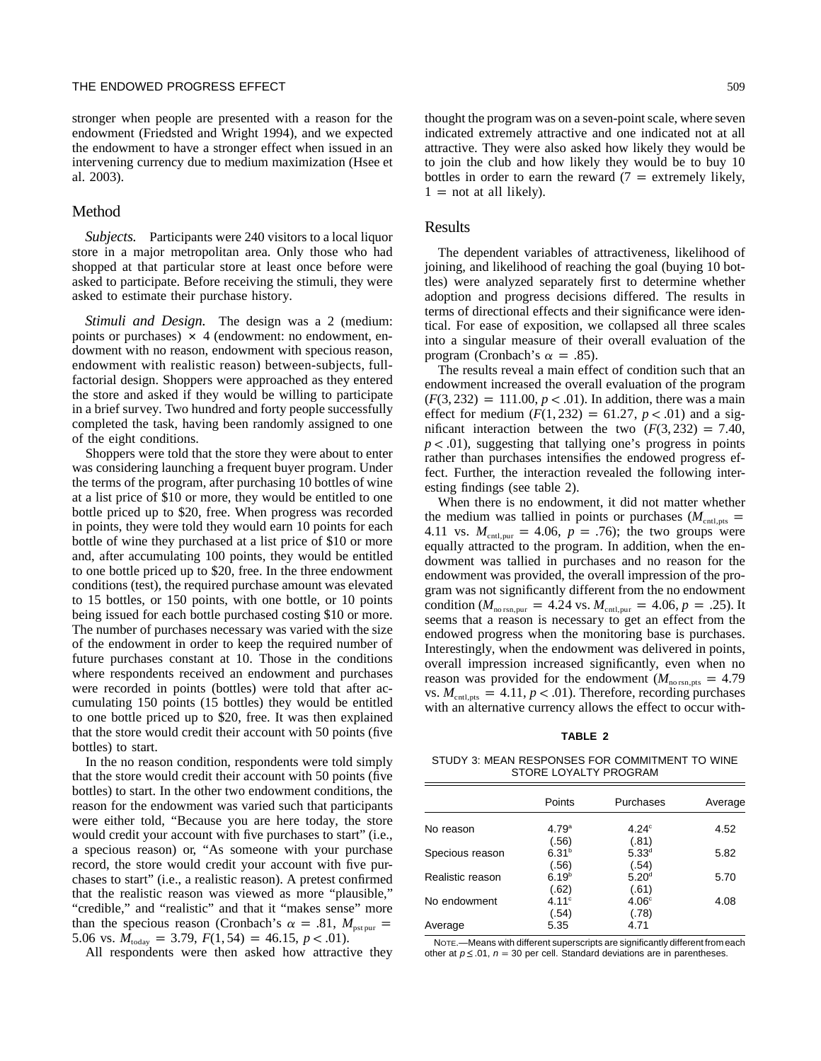stronger when people are presented with a reason for the endowment (Friedsted and Wright 1994), and we expected the endowment to have a stronger effect when issued in an intervening currency due to medium maximization (Hsee et al. 2003).

## Method

*Subjects.* Participants were 240 visitors to a local liquor store in a major metropolitan area. Only those who had shopped at that particular store at least once before were asked to participate. Before receiving the stimuli, they were asked to estimate their purchase history.

*Stimuli and Design.* The design was a 2 (medium: points or purchases) × 4 (endowment: no endowment, endowment with no reason, endowment with specious reason, endowment with realistic reason) between-subjects, full-factorial design. Shoppers were approached as they entered the store and asked if they would be willing to participate in a brief survey. Two hundred and forty people successfully completed the task, having been randomly assigned to one of the eight conditions.

Shoppers were told that the store they were about to enter was considering launching a frequent buyer program. Under the terms of the program, after purchasing 10 bottles of wine at a list price of $10 or more, they would be entitled to one bottle priced up to $20, free. When progress was recorded in points, they were told they would earn 10 points for each bottle of wine they purchased at a list price of $10 or more and, after accumulating 100 points, they would be entitled to one bottle priced up to $20, free. In the three endowment conditions (test), the required purchase amount was elevated to 15 bottles, or 150 points, with one bottle, or 10 points being issued for each bottle purchased costing $10 or more. The number of purchases necessary was varied with the size of the endowment in order to keep the required number of future purchases constant at 10. Those in the conditions where respondents received an endowment and purchases were recorded in points (bottles) were told that after accumulating 150 points (15 bottles) they would be entitled to one bottle priced up to $20, free. It was then explained that the store would credit their account with 50 points (five bottles) to start.

In the no reason condition, respondents were told simply that the store would credit their account with 50 points (five bottles) to start. In the other two endowment conditions, the reason for the endowment was varied such that participants were either told, "Because you are here today, the store would credit your account with five purchases to start" (i.e., a specious reason) or, "As someone with your purchase record, the store would credit your account with five purchases to start" (i.e., a realistic reason). A pretest confirmed that the realistic reason was viewed as more "plausible," "credible," and "realistic" and that it "makes sense" more than the specious reason (Cronbach's $\alpha = .81$, $M_{\text{pst pur}} = 5.06$ vs. $M_{\text{today}} = 3.79$, $F(1, 54) = 46.15$, $p < .01$).

All respondents were then asked how attractive they thought the program was on a seven-point scale, where seven indicated extremely attractive and one indicated not at all attractive. They were also asked how likely they would be to join the club and how likely they would be to buy 10 bottles in order to earn the reward (7 = extremely likely, 1 = not at all likely).

## Results

The dependent variables of attractiveness, likelihood of joining, and likelihood of reaching the goal (buying 10 bottles) were analyzed separately first to determine whether adoption and progress decisions differed. The results in terms of directional effects and their significance were identical. For ease of exposition, we collapsed all three scales into a singular measure of their overall evaluation of the program (Cronbach's $\alpha = .85$).

The results reveal a main effect of condition such that an endowment increased the overall evaluation of the program ($F(3, 232) = 111.00$, $p < .01$). In addition, there was a main effect for medium ($F(1, 232) = 61.27$, $p < .01$) and a significant interaction between the two ($F(3, 232) = 7.40$, $p < .01$), suggesting that tallying one's progress in points rather than purchases intensifies the endowed progress effect. Further, the interaction revealed the following interesting findings (see table 2).

When there is no endowment, it did not matter whether the medium was tallied in points or purchases ($M_{\text{cntl,pts}} = 4.11$ vs. $M_{\text{cntl,pur}} = 4.06$, $p = .76$); the two groups were equally attracted to the program. In addition, when the endowment was tallied in purchases and no reason for the endowment was provided, the overall impression of the program was not significantly different from the no endowment condition ($M_{\text{no rsn,pur}} = 4.24$ vs. $M_{\text{cntl,pur}} = 4.06$, $p = .25$). It seems that a reason is necessary to get an effect from the endowed progress when the monitoring base is purchases. Interestingly, when the endowment was delivered in points, overall impression increased significantly, even when no reason was provided for the endowment ($M_{\text{no rsn,pts}} = 4.79$ vs. $M_{\text{cntl,pts}} = 4.11$, $p < .01$). Therefore, recording purchases with an alternative currency allows the effect to occur with-

**TABLE 2**

STUDY 3: MEAN RESPONSES FOR COMMITMENT TO WINE STORE LOYALTY PROGRAM

| | Points | Purchases | Average |
|---|---|---|---|
| No reason | 4.79[a] | 4.24[c] | 4.52 |
| | (.56) | (.81) | |
| Specious reason | 6.31[b] | 5.33[d] | 5.82 |
| | (.56) | (.54) | |
| Realistic reason | 6.19[b] | 5.20[d] | 5.70 |
| | (.62) | (.61) | |
| No endowment | 4.11[c] | 4.06[c] | 4.08 |
| | (.54) | (.78) | |
| Average | 5.35 | 4.71 | |

NOTE.—Means with different superscripts are significantly different from each other at $p \leq .01$, $n = 30$ per cell. Standard deviations are in parentheses.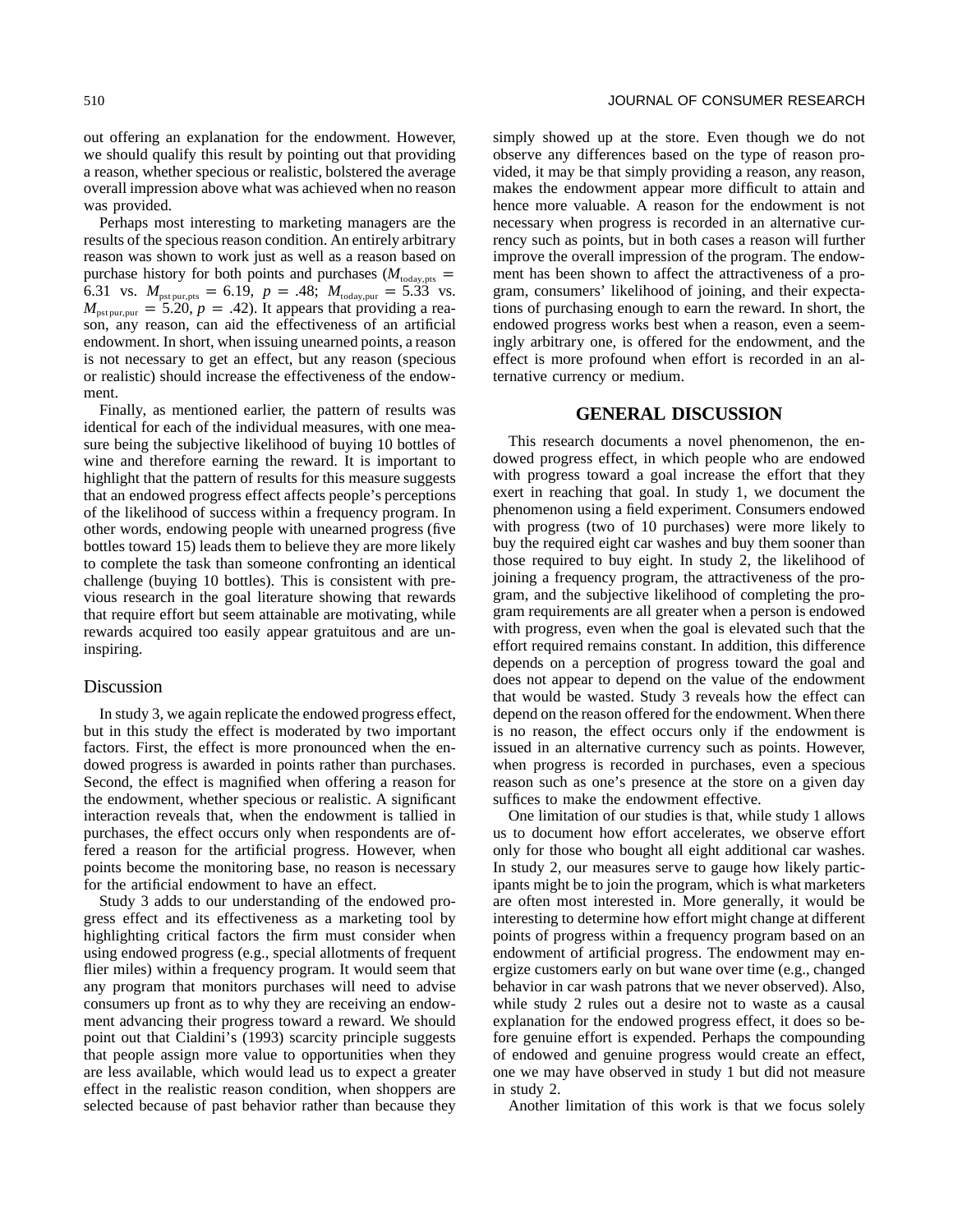out offering an explanation for the endowment. However, we should qualify this result by pointing out that providing a reason, whether specious or realistic, bolstered the average overall impression above what was achieved when no reason was provided.

Perhaps most interesting to marketing managers are the results of the specious reason condition. An entirely arbitrary reason was shown to work just as well as a reason based on purchase history for both points and purchases ($M_{\text{today,pts}} = 6.31$ vs. $M_{\text{pst pur,pts}} = 6.19$, $p = .48$; $M_{\text{today,pur}} = 5.33$ vs. $M_{\text{pst pur,pur}} = 5.20$, $p = .42$). It appears that providing a reason, any reason, can aid the effectiveness of an artificial endowment. In short, when issuing unearned points, a reason is not necessary to get an effect, but any reason (specious or realistic) should increase the effectiveness of the endowment.

Finally, as mentioned earlier, the pattern of results was identical for each of the individual measures, with one measure being the subjective likelihood of buying 10 bottles of wine and therefore earning the reward. It is important to highlight that the pattern of results for this measure suggests that an endowed progress effect affects people's perceptions of the likelihood of success within a frequency program. In other words, endowing people with unearned progress (five bottles toward 15) leads them to believe they are more likely to complete the task than someone confronting an identical challenge (buying 10 bottles). This is consistent with previous research in the goal literature showing that rewards that require effort but seem attainable are motivating, while rewards acquired too easily appear gratuitous and are uninspiring.

### Discussion

In study 3, we again replicate the endowed progress effect, but in this study the effect is moderated by two important factors. First, the effect is more pronounced when the endowed progress is awarded in points rather than purchases. Second, the effect is magnified when offering a reason for the endowment, whether specious or realistic. A significant interaction reveals that, when the endowment is tallied in purchases, the effect occurs only when respondents are offered a reason for the artificial progress. However, when points become the monitoring base, no reason is necessary for the artificial endowment to have an effect.

Study 3 adds to our understanding of the endowed progress effect and its effectiveness as a marketing tool by highlighting critical factors the firm must consider when using endowed progress (e.g., special allotments of frequent flier miles) within a frequency program. It would seem that any program that monitors purchases will need to advise consumers up front as to why they are receiving an endowment advancing their progress toward a reward. We should point out that Cialdini's (1993) scarcity principle suggests that people assign more value to opportunities when they are less available, which would lead us to expect a greater effect in the realistic reason condition, when shoppers are selected because of past behavior rather than because they simply showed up at the store. Even though we do not observe any differences based on the type of reason provided, it may be that simply providing a reason, any reason, makes the endowment appear more difficult to attain and hence more valuable. A reason for the endowment is not necessary when progress is recorded in an alternative currency such as points, but in both cases a reason will further improve the overall impression of the program. The endowment has been shown to affect the attractiveness of a program, consumers' likelihood of joining, and their expectations of purchasing enough to earn the reward. In short, the endowed progress works best when a reason, even a seemingly arbitrary one, is offered for the endowment, and the effect is more profound when effort is recorded in an alternative currency or medium.

## GENERAL DISCUSSION

This research documents a novel phenomenon, the endowed progress effect, in which people who are endowed with progress toward a goal increase the effort that they exert in reaching that goal. In study 1, we document the phenomenon using a field experiment. Consumers endowed with progress (two of 10 purchases) were more likely to buy the required eight car washes and buy them sooner than those required to buy eight. In study 2, the likelihood of joining a frequency program, the attractiveness of the program, and the subjective likelihood of completing the program requirements are all greater when a person is endowed with progress, even when the goal is elevated such that the effort required remains constant. In addition, this difference depends on a perception of progress toward the goal and does not appear to depend on the value of the endowment that would be wasted. Study 3 reveals how the effect can depend on the reason offered for the endowment. When there is no reason, the effect occurs only if the endowment is issued in an alternative currency such as points. However, when progress is recorded in purchases, even a specious reason such as one's presence at the store on a given day suffices to make the endowment effective.

One limitation of our studies is that, while study 1 allows us to document how effort accelerates, we observe effort only for those who bought all eight additional car washes. In study 2, our measures serve to gauge how likely participants might be to join the program, which is what marketers are often most interested in. More generally, it would be interesting to determine how effort might change at different points of progress within a frequency program based on an endowment of artificial progress. The endowment may energize customers early on but wane over time (e.g., changed behavior in car wash patrons that we never observed). Also, while study 2 rules out a desire not to waste as a causal explanation for the endowed progress effect, it does so before genuine effort is expended. Perhaps the compounding of endowed and genuine progress would create an effect, one we may have observed in study 1 but did not measure in study 2.

Another limitation of this work is that we focus solely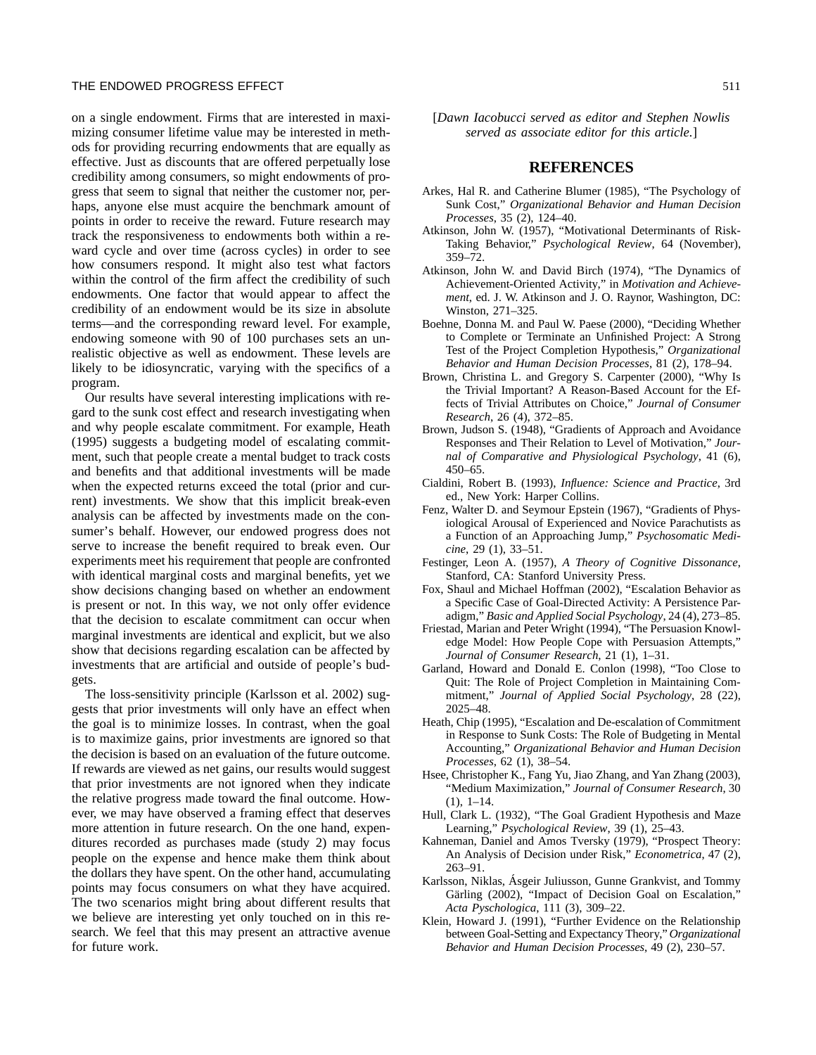on a single endowment. Firms that are interested in maximizing consumer lifetime value may be interested in methods for providing recurring endowments that are equally as effective. Just as discounts that are offered perpetually lose credibility among consumers, so might endowments of progress that seem to signal that neither the customer nor, perhaps, anyone else must acquire the benchmark amount of points in order to receive the reward. Future research may track the responsiveness to endowments both within a reward cycle and over time (across cycles) in order to see how consumers respond. It might also test what factors within the control of the firm affect the credibility of such endowments. One factor that would appear to affect the credibility of an endowment would be its size in absolute terms—and the corresponding reward level. For example, endowing someone with 90 of 100 purchases sets an unrealistic objective as well as endowment. These levels are likely to be idiosyncratic, varying with the specifics of a program.

Our results have several interesting implications with regard to the sunk cost effect and research investigating when and why people escalate commitment. For example, Heath (1995) suggests a budgeting model of escalating commitment, such that people create a mental budget to track costs and benefits and that additional investments will be made when the expected returns exceed the total (prior and current) investments. We show that this implicit break-even analysis can be affected by investments made on the consumer's behalf. However, our endowed progress does not serve to increase the benefit required to break even. Our experiments meet his requirement that people are confronted with identical marginal costs and marginal benefits, yet we show decisions changing based on whether an endowment is present or not. In this way, we not only offer evidence that the decision to escalate commitment can occur when marginal investments are identical and explicit, but we also show that decisions regarding escalation can be affected by investments that are artificial and outside of people's budgets.

The loss-sensitivity principle (Karlsson et al. 2002) suggests that prior investments will only have an effect when the goal is to minimize losses. In contrast, when the goal is to maximize gains, prior investments are ignored so that the decision is based on an evaluation of the future outcome. If rewards are viewed as net gains, our results would suggest that prior investments are not ignored when they indicate the relative progress made toward the final outcome. However, we may have observed a framing effect that deserves more attention in future research. On the one hand, expenditures recorded as purchases made (study 2) may focus people on the expense and hence make them think about the dollars they have spent. On the other hand, accumulating points may focus consumers on what they have acquired. The two scenarios might bring about different results that we believe are interesting yet only touched on in this research. We feel that this may present an attractive avenue for future work.

[*Dawn Iacobucci served as editor and Stephen Nowlis served as associate editor for this article.*]

## REFERENCES

Arkes, Hal R. and Catherine Blumer (1985), "The Psychology of Sunk Cost," *Organizational Behavior and Human Decision Processes*, 35 (2), 124–40.

Atkinson, John W. (1957), "Motivational Determinants of Risk-Taking Behavior," *Psychological Review*, 64 (November), 359–72.

Atkinson, John W. and David Birch (1974), "The Dynamics of Achievement-Oriented Activity," in *Motivation and Achievement*, ed. J. W. Atkinson and J. O. Raynor, Washington, DC: Winston, 271–325.

Boehne, Donna M. and Paul W. Paese (2000), "Deciding Whether to Complete or Terminate an Unfinished Project: A Strong Test of the Project Completion Hypothesis," *Organizational Behavior and Human Decision Processes*, 81 (2), 178–94.

Brown, Christina L. and Gregory S. Carpenter (2000), "Why Is the Trivial Important? A Reason-Based Account for the Effects of Trivial Attributes on Choice," *Journal of Consumer Research*, 26 (4), 372–85.

Brown, Judson S. (1948), "Gradients of Approach and Avoidance Responses and Their Relation to Level of Motivation," *Journal of Comparative and Physiological Psychology*, 41 (6), 450–65.

Cialdini, Robert B. (1993), *Influence: Science and Practice*, 3rd ed., New York: Harper Collins.

Fenz, Walter D. and Seymour Epstein (1967), "Gradients of Physiological Arousal of Experienced and Novice Parachutists as a Function of an Approaching Jump," *Psychosomatic Medicine*, 29 (1), 33–51.

Festinger, Leon A. (1957), *A Theory of Cognitive Dissonance*, Stanford, CA: Stanford University Press.

Fox, Shaul and Michael Hoffman (2002), "Escalation Behavior as a Specific Case of Goal-Directed Activity: A Persistence Paradigm," *Basic and Applied Social Psychology*, 24 (4), 273–85.

Friestad, Marian and Peter Wright (1994), "The Persuasion Knowledge Model: How People Cope with Persuasion Attempts," *Journal of Consumer Research*, 21 (1), 1–31.

Garland, Howard and Donald E. Conlon (1998), "Too Close to Quit: The Role of Project Completion in Maintaining Commitment," *Journal of Applied Social Psychology*, 28 (22), 2025–48.

Heath, Chip (1995), "Escalation and De-escalation of Commitment in Response to Sunk Costs: The Role of Budgeting in Mental Accounting," *Organizational Behavior and Human Decision Processes*, 62 (1), 38–54.

Hsee, Christopher K., Fang Yu, Jiao Zhang, and Yan Zhang (2003), "Medium Maximization," *Journal of Consumer Research*, 30 (1), 1–14.

Hull, Clark L. (1932), "The Goal Gradient Hypothesis and Maze Learning," *Psychological Review*, 39 (1), 25–43.

Kahneman, Daniel and Amos Tversky (1979), "Prospect Theory: An Analysis of Decision under Risk," *Econometrica*, 47 (2), 263–91.

Karlsson, Niklas, Ásgeir Juliusson, Gunne Grankvist, and Tommy Gärling (2002), "Impact of Decision Goal on Escalation," *Acta Psychologica*, 111 (3), 309–22.

Klein, Howard J. (1991), "Further Evidence on the Relationship between Goal-Setting and Expectancy Theory," *Organizational Behavior and Human Decision Processes*, 49 (2), 230–57.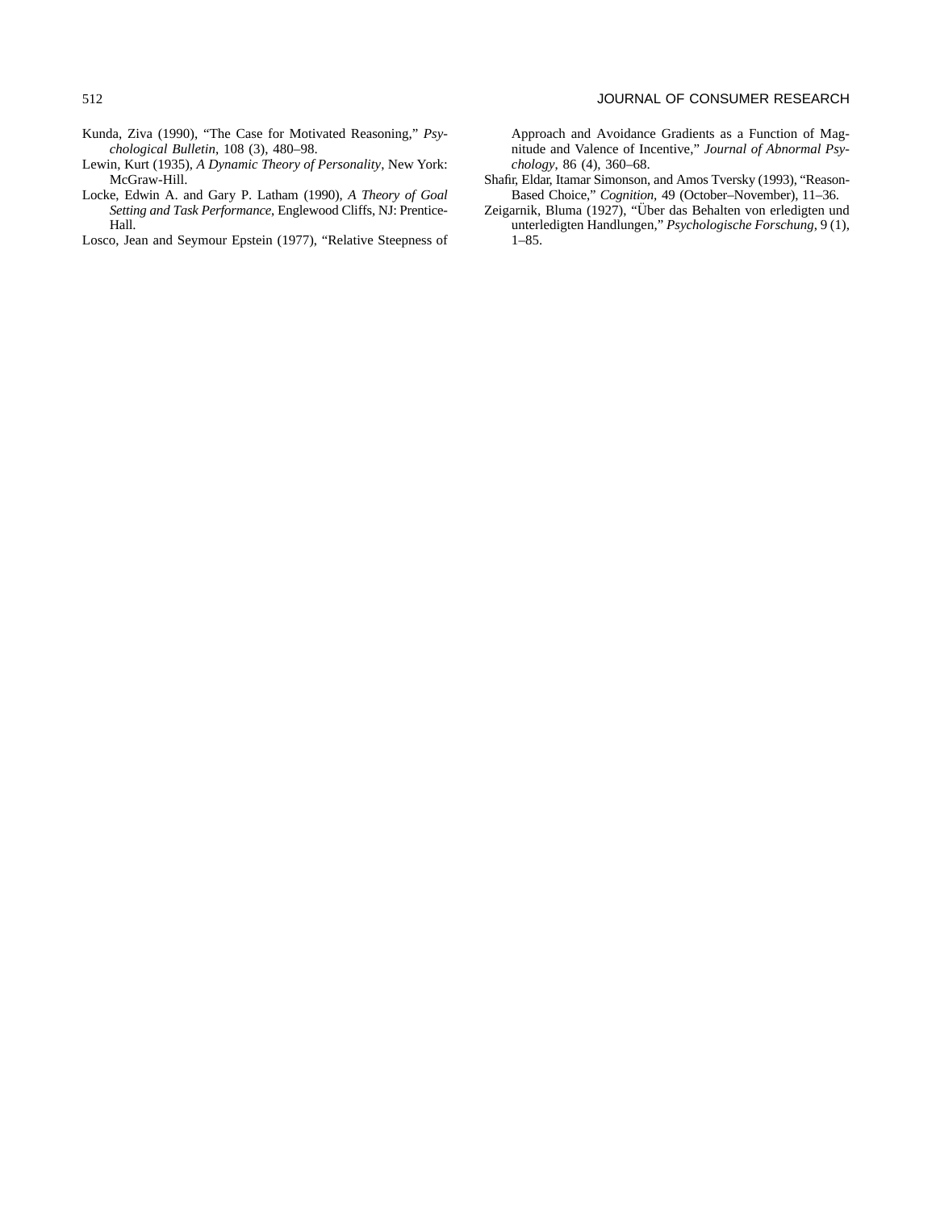Kunda, Ziva (1990), "The Case for Motivated Reasoning," *Psychological Bulletin*, 108 (3), 480–98.

Lewin, Kurt (1935), *A Dynamic Theory of Personality*, New York: McGraw-Hill.

Locke, Edwin A. and Gary P. Latham (1990), *A Theory of Goal Setting and Task Performance*, Englewood Cliffs, NJ: Prentice-Hall.

Losco, Jean and Seymour Epstein (1977), "Relative Steepness of Approach and Avoidance Gradients as a Function of Magnitude and Valence of Incentive," *Journal of Abnormal Psychology*, 86 (4), 360–68.

Shafir, Eldar, Itamar Simonson, and Amos Tversky (1993), "Reason-Based Choice," *Cognition*, 49 (October–November), 11–36.

Zeigarnik, Bluma (1927), "Über das Behalten von erledigten und unterledigten Handlungen," *Psychologische Forschung*, 9 (1), 1–85.